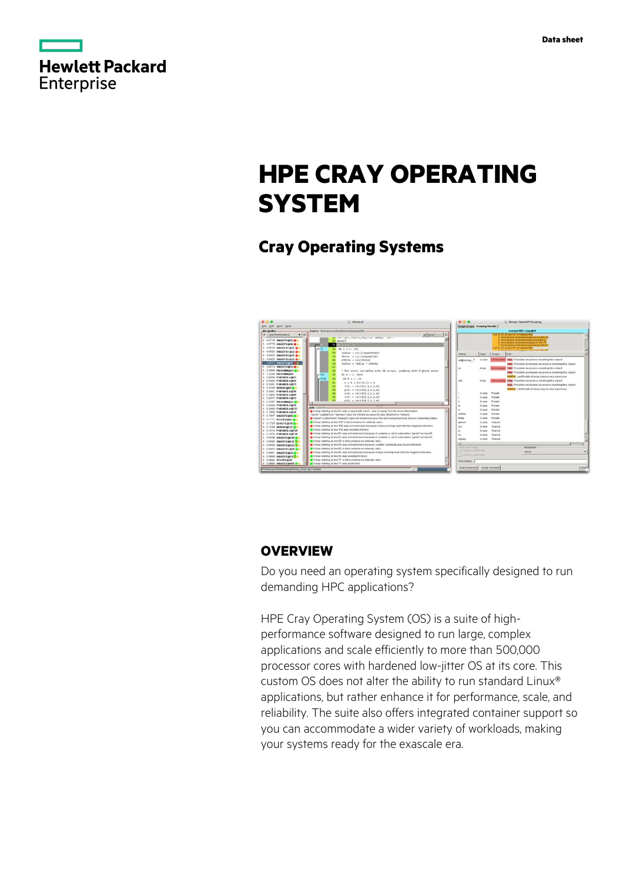Hewlett Packard Enterprise

Data sheet

# HPE CRAY OPERATING SYSTEM

## Cray Operating Systems

## OVERVIEW

Do you need an operating system specifically designed to run demanding HPC applications?

HPE Cray Operating System (OS) is a suite of high-performance software designed to run large, complex applications and scale efficiently to more than 500,000 processor cores with hardened low-jitter OS at its core. This custom OS does not alter the ability to run standard Linux® applications, but rather enhance it for performance, scale, and reliability. The suite also offers integrated container support so you can accommodate a wider variety of workloads, making your systems ready for the exascale era.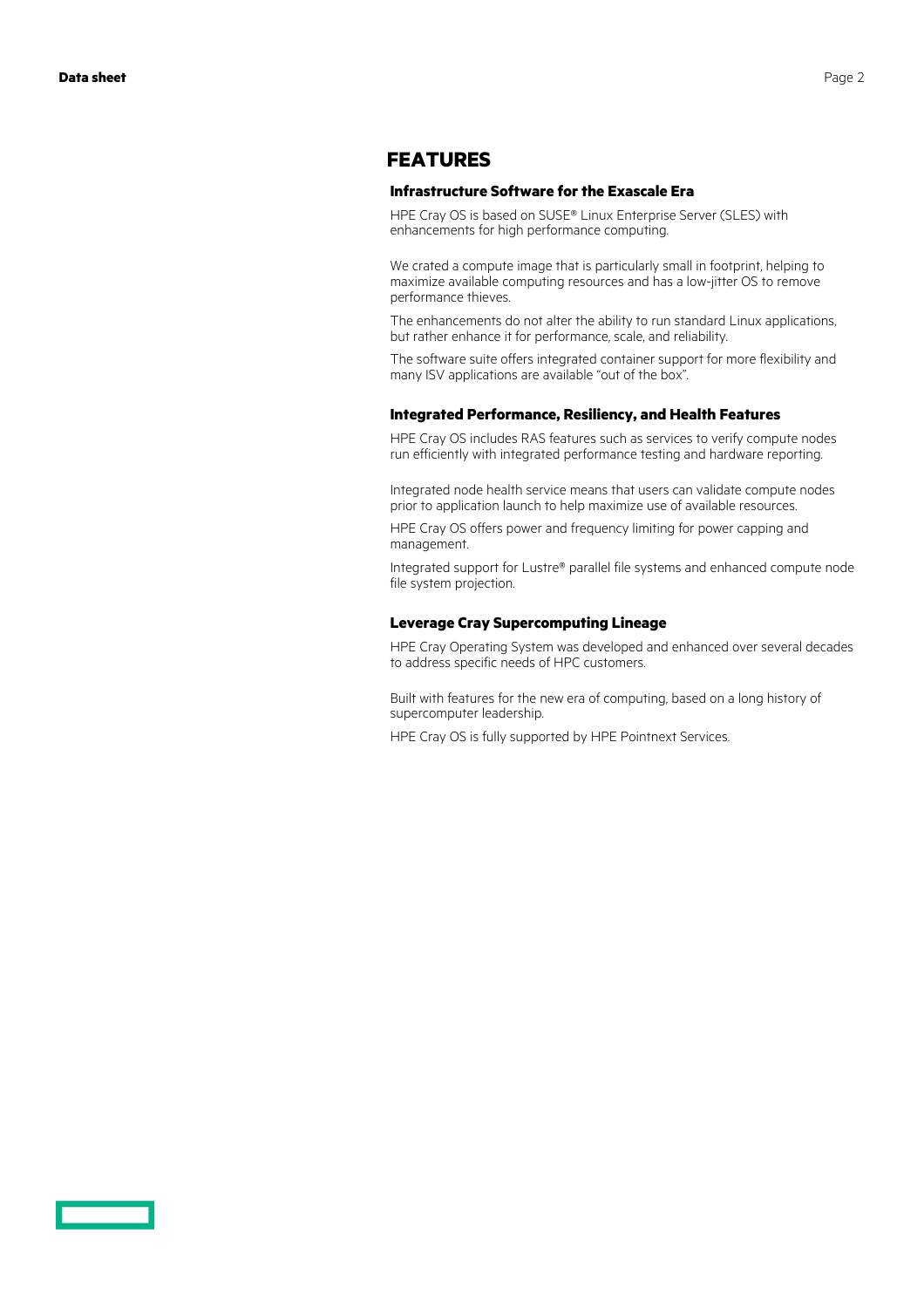## FEATURES

### Infrastructure Software for the Exascale Era

HPE Cray OS is based on SUSE® Linux Enterprise Server (SLES) with enhancements for high performance computing.

We crated a compute image that is particularly small in footprint, helping to maximize available computing resources and has a low-jitter OS to remove performance thieves.

The enhancements do not alter the ability to run standard Linux applications, but rather enhance it for performance, scale, and reliability.

The software suite offers integrated container support for more flexibility and many ISV applications are available "out of the box".

### Integrated Performance, Resiliency, and Health Features

HPE Cray OS includes RAS features such as services to verify compute nodes run efficiently with integrated performance testing and hardware reporting.

Integrated node health service means that users can validate compute nodes prior to application launch to help maximize use of available resources.

HPE Cray OS offers power and frequency limiting for power capping and management.

Integrated support for Lustre® parallel file systems and enhanced compute node file system projection.

### Leverage Cray Supercomputing Lineage

HPE Cray Operating System was developed and enhanced over several decades to address specific needs of HPC customers.

Built with features for the new era of computing, based on a long history of supercomputer leadership.

HPE Cray OS is fully supported by HPE Pointnext Services.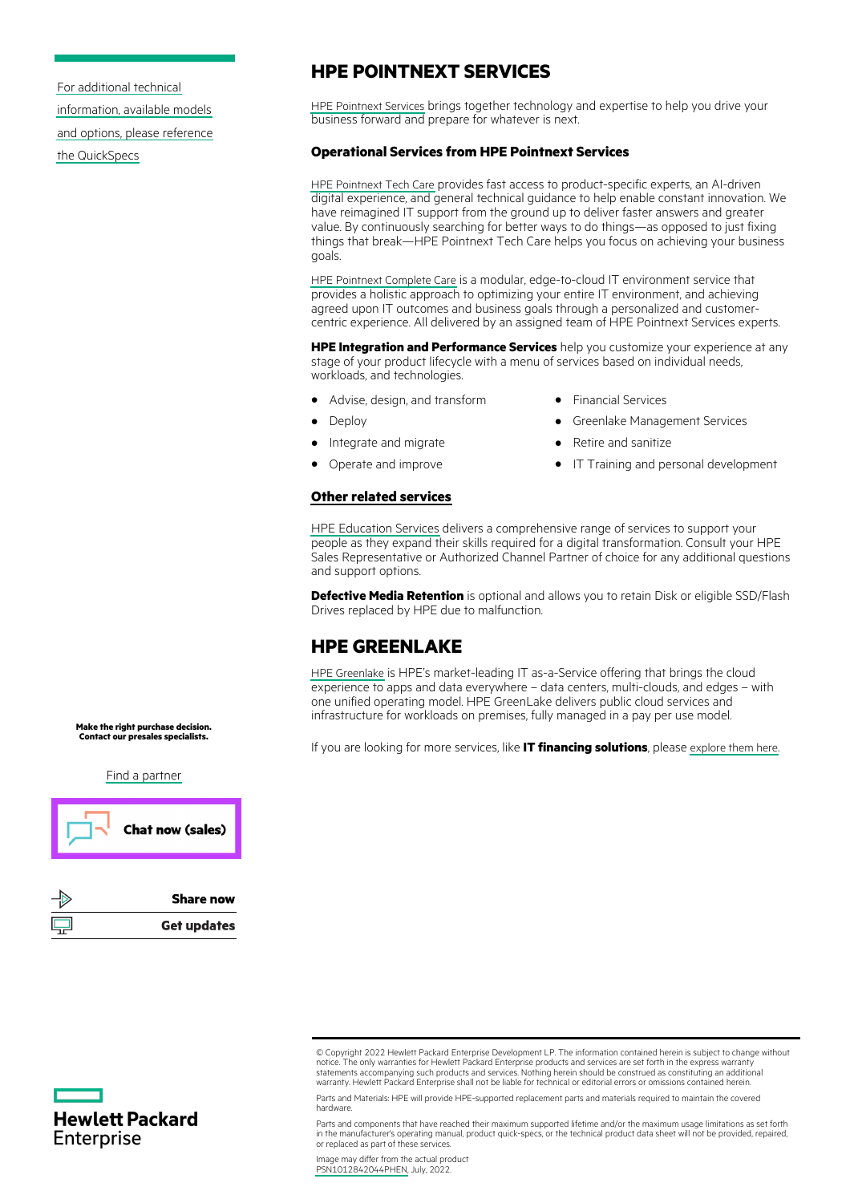For additional technical information, available models and options, please reference the QuickSpecs

## HPE POINTNEXT SERVICES

HPE Pointnext Services brings together technology and expertise to help you drive your business forward and prepare for whatever is next.

### Operational Services from HPE Pointnext Services

HPE Pointnext Tech Care provides fast access to product-specific experts, an AI-driven digital experience, and general technical guidance to help enable constant innovation. We have reimagined IT support from the ground up to deliver faster answers and greater value. By continuously searching for better ways to do things—as opposed to just fixing things that break—HPE Pointnext Tech Care helps you focus on achieving your business goals.

HPE Pointnext Complete Care is a modular, edge-to-cloud IT environment service that provides a holistic approach to optimizing your entire IT environment, and achieving agreed upon IT outcomes and business goals through a personalized and customer-centric experience. All delivered by an assigned team of HPE Pointnext Services experts.

**HPE Integration and Performance Services** help you customize your experience at any stage of your product lifecycle with a menu of services based on individual needs, workloads, and technologies.

- Advise, design, and transform
- Deploy
- Integrate and migrate
- Operate and improve
- Financial Services
- Greenlake Management Services
- Retire and sanitize
- IT Training and personal development

### Other related services

HPE Education Services delivers a comprehensive range of services to support your people as they expand their skills required for a digital transformation. Consult your HPE Sales Representative or Authorized Channel Partner of choice for any additional questions and support options.

**Defective Media Retention** is optional and allows you to retain Disk or eligible SSD/Flash Drives replaced by HPE due to malfunction.

## HPE GREENLAKE

HPE Greenlake is HPE's market-leading IT as-a-Service offering that brings the cloud experience to apps and data everywhere – data centers, multi-clouds, and edges – with one unified operating model. HPE GreenLake delivers public cloud services and infrastructure for workloads on premises, fully managed in a pay per use model.

If you are looking for more services, like **IT financing solutions**, please explore them here.

**Make the right purchase decision. Contact our presales specialists.**

Find a partner

Chat now (sales)

Share now

Get updates

© Copyright 2022 Hewlett Packard Enterprise Development LP. The information contained herein is subject to change without notice. The only warranties for Hewlett Packard Enterprise products and services are set forth in the express warranty statements accompanying such products and services. Nothing herein should be construed as constituting an additional warranty. Hewlett Packard Enterprise shall not be liable for technical or editorial errors or omissions contained herein.

Parts and Materials: HPE will provide HPE-supported replacement parts and materials required to maintain the covered hardware.

Parts and components that have reached their maximum supported lifetime and/or the maximum usage limitations as set forth in the manufacturer's operating manual, product quick-specs, or the technical product data sheet will not be provided, repaired, or replaced as part of these services.

Image may differ from the actual product

PSN1012842044PHEN, July, 2022.

Hewlett Packard Enterprise